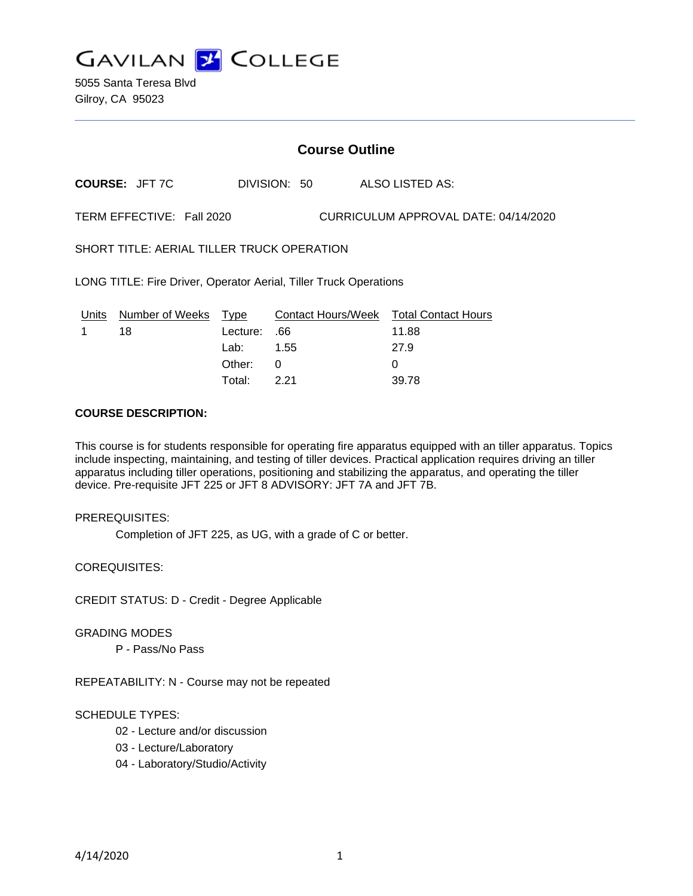# GAVILAN COLLEGE

5055 Santa Teresa Blvd
Gilroy, CA 95023

## Course Outline

**COURSE:** JFT 7C DIVISION: 50 ALSO LISTED AS:

TERM EFFECTIVE: Fall 2020 CURRICULUM APPROVAL DATE: 04/14/2020

SHORT TITLE: AERIAL TILLER TRUCK OPERATION

LONG TITLE: Fire Driver, Operator Aerial, Tiller Truck Operations

| Units | Number of Weeks | Type | Contact Hours/Week | Total Contact Hours |
|---|---|---|---|---|
| 1 | 18 | Lecture: | .66 | 11.88 |
| | | Lab: | 1.55 | 27.9 |
| | | Other: | 0 | 0 |
| | | Total: | 2.21 | 39.78 |

**COURSE DESCRIPTION:**

This course is for students responsible for operating fire apparatus equipped with an tiller apparatus. Topics include inspecting, maintaining, and testing of tiller devices. Practical application requires driving an tiller apparatus including tiller operations, positioning and stabilizing the apparatus, and operating the tiller device. Pre-requisite JFT 225 or JFT 8 ADVISORY: JFT 7A and JFT 7B.

PREREQUISITES:

Completion of JFT 225, as UG, with a grade of C or better.

COREQUISITES:

CREDIT STATUS: D - Credit - Degree Applicable

GRADING MODES

P - Pass/No Pass

REPEATABILITY: N - Course may not be repeated

SCHEDULE TYPES:

02 - Lecture and/or discussion
03 - Lecture/Laboratory
04 - Laboratory/Studio/Activity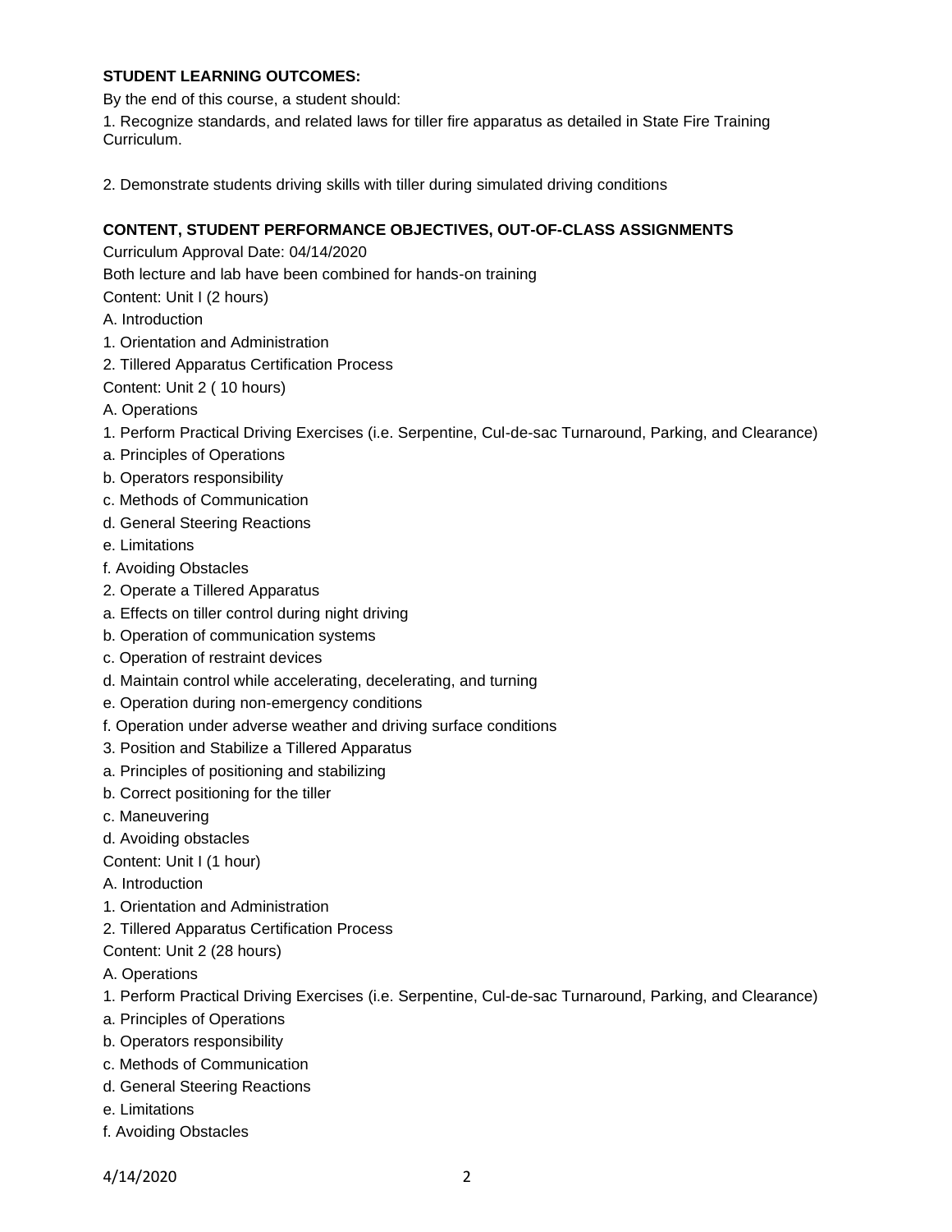**STUDENT LEARNING OUTCOMES:**

By the end of this course, a student should:

1. Recognize standards, and related laws for tiller fire apparatus as detailed in State Fire Training Curriculum.

2. Demonstrate students driving skills with tiller during simulated driving conditions

**CONTENT, STUDENT PERFORMANCE OBJECTIVES, OUT-OF-CLASS ASSIGNMENTS**

Curriculum Approval Date: 04/14/2020

Both lecture and lab have been combined for hands-on training

Content: Unit I (2 hours)

A. Introduction

1. Orientation and Administration

2. Tillered Apparatus Certification Process

Content: Unit 2 ( 10 hours)

A. Operations

1. Perform Practical Driving Exercises (i.e. Serpentine, Cul-de-sac Turnaround, Parking, and Clearance)

a. Principles of Operations

b. Operators responsibility

c. Methods of Communication

d. General Steering Reactions

e. Limitations

f. Avoiding Obstacles

2. Operate a Tillered Apparatus

a. Effects on tiller control during night driving

b. Operation of communication systems

c. Operation of restraint devices

d. Maintain control while accelerating, decelerating, and turning

e. Operation during non-emergency conditions

f. Operation under adverse weather and driving surface conditions

3. Position and Stabilize a Tillered Apparatus

a. Principles of positioning and stabilizing

b. Correct positioning for the tiller

c. Maneuvering

d. Avoiding obstacles

Content: Unit I (1 hour)

A. Introduction

1. Orientation and Administration

2. Tillered Apparatus Certification Process

Content: Unit 2 (28 hours)

A. Operations

1. Perform Practical Driving Exercises (i.e. Serpentine, Cul-de-sac Turnaround, Parking, and Clearance)

a. Principles of Operations

b. Operators responsibility

c. Methods of Communication

d. General Steering Reactions

e. Limitations

f. Avoiding Obstacles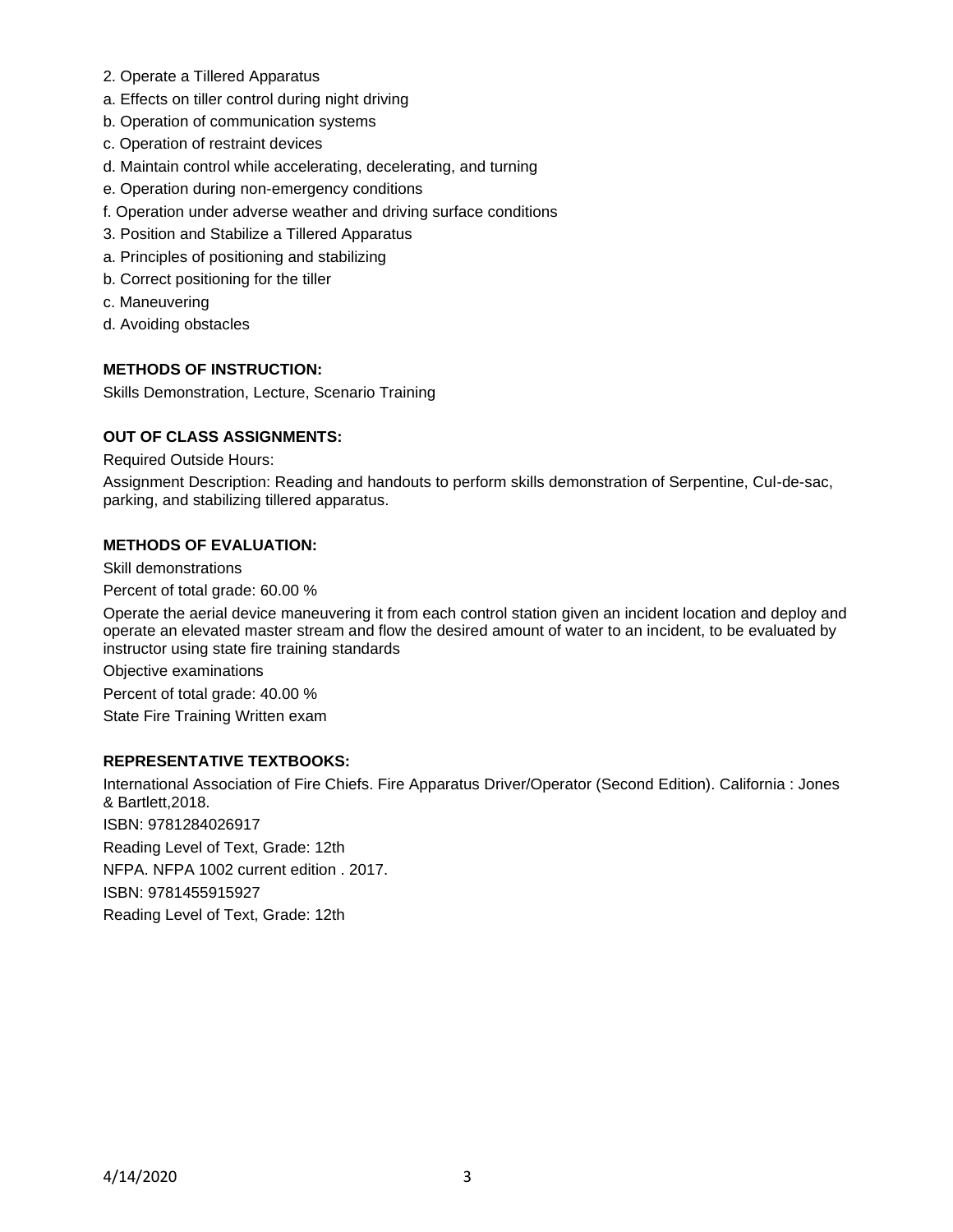2. Operate a Tillered Apparatus
a. Effects on tiller control during night driving
b. Operation of communication systems
c. Operation of restraint devices
d. Maintain control while accelerating, decelerating, and turning
e. Operation during non-emergency conditions
f. Operation under adverse weather and driving surface conditions
3. Position and Stabilize a Tillered Apparatus
a. Principles of positioning and stabilizing
b. Correct positioning for the tiller
c. Maneuvering
d. Avoiding obstacles

**METHODS OF INSTRUCTION:**

Skills Demonstration, Lecture, Scenario Training

**OUT OF CLASS ASSIGNMENTS:**

Required Outside Hours:

Assignment Description: Reading and handouts to perform skills demonstration of Serpentine, Cul-de-sac, parking, and stabilizing tillered apparatus.

**METHODS OF EVALUATION:**

Skill demonstrations

Percent of total grade: 60.00 %

Operate the aerial device maneuvering it from each control station given an incident location and deploy and operate an elevated master stream and flow the desired amount of water to an incident, to be evaluated by instructor using state fire training standards

Objective examinations

Percent of total grade: 40.00 %

State Fire Training Written exam

**REPRESENTATIVE TEXTBOOKS:**

International Association of Fire Chiefs. Fire Apparatus Driver/Operator (Second Edition). California : Jones & Bartlett,2018.

ISBN: 9781284026917

Reading Level of Text, Grade: 12th

NFPA. NFPA 1002 current edition . 2017.

ISBN: 9781455915927

Reading Level of Text, Grade: 12th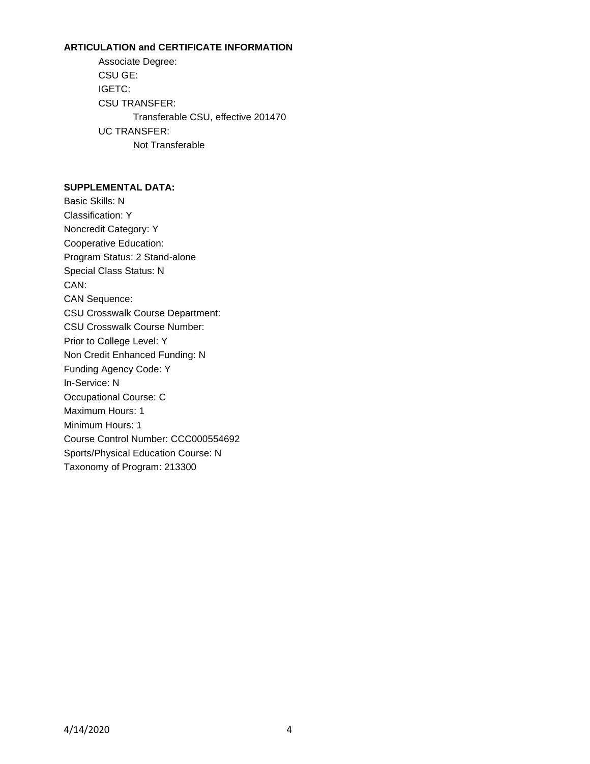**ARTICULATION and CERTIFICATE INFORMATION**

Associate Degree:
CSU GE:
IGETC:
CSU TRANSFER:
    Transferable CSU, effective 201470
UC TRANSFER:
    Not Transferable

**SUPPLEMENTAL DATA:**

Basic Skills: N
Classification: Y
Noncredit Category: Y
Cooperative Education:
Program Status: 2 Stand-alone
Special Class Status: N
CAN:
CAN Sequence:
CSU Crosswalk Course Department:
CSU Crosswalk Course Number:
Prior to College Level: Y
Non Credit Enhanced Funding: N
Funding Agency Code: Y
In-Service: N
Occupational Course: C
Maximum Hours: 1
Minimum Hours: 1
Course Control Number: CCC000554692
Sports/Physical Education Course: N
Taxonomy of Program: 213300